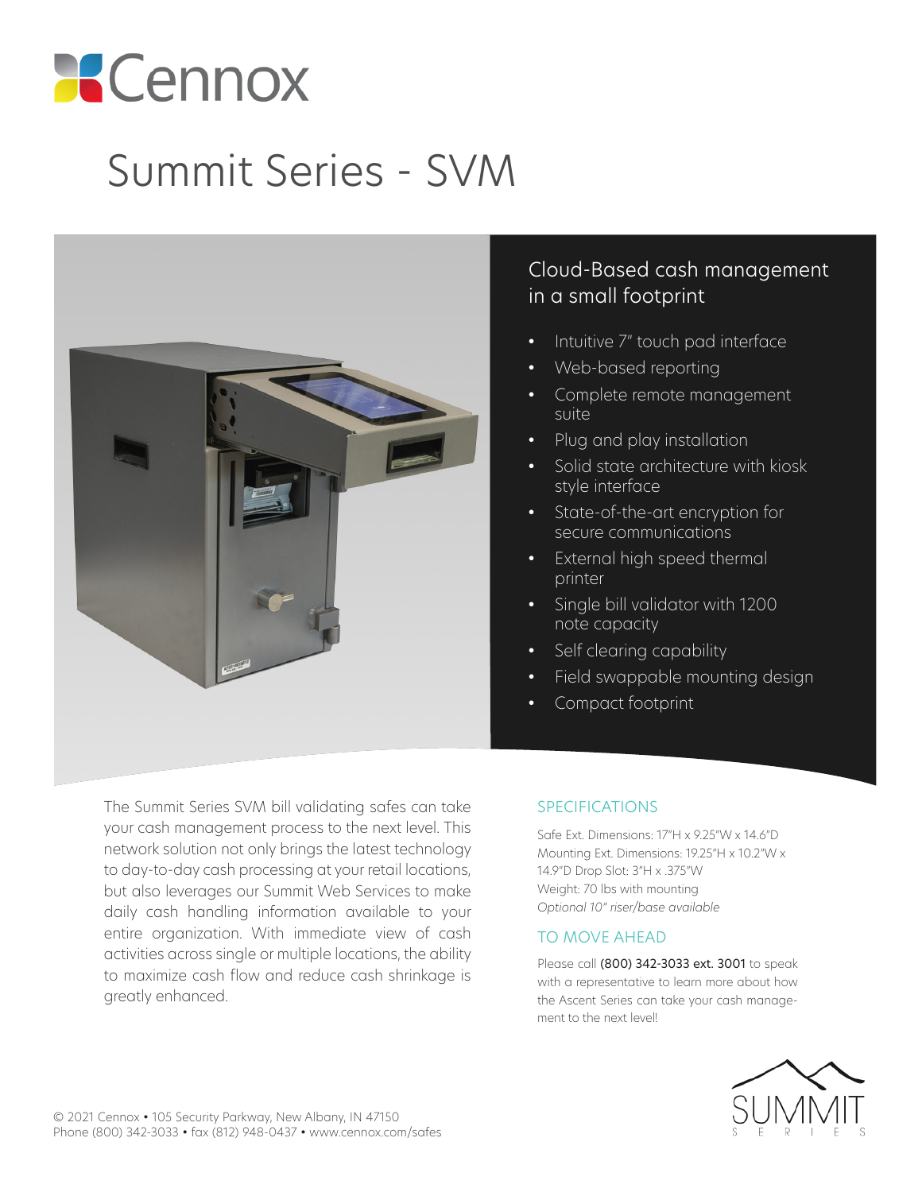Cennox

# Summit Series - SVM

## Cloud-Based cash management in a small footprint

- Intuitive 7" touch pad interface
- Web-based reporting
- Complete remote management suite
- Plug and play installation
- Solid state architecture with kiosk style interface
- State-of-the-art encryption for secure communications
- External high speed thermal printer
- Single bill validator with 1200 note capacity
- Self clearing capability
- Field swappable mounting design
- Compact footprint

The Summit Series SVM bill validating safes can take your cash management process to the next level. This network solution not only brings the latest technology to day-to-day cash processing at your retail locations, but also leverages our Summit Web Services to make daily cash handling information available to your entire organization. With immediate view of cash activities across single or multiple locations, the ability to maximize cash flow and reduce cash shrinkage is greatly enhanced.

## SPECIFICATIONS

Safe Ext. Dimensions: 17"H x 9.25"W x 14.6"D
Mounting Ext. Dimensions: 19.25"H x 10.2"W x 14.9"D Drop Slot: 3"H x .375"W
Weight: 70 lbs with mounting
*Optional 10" riser/base available*

## TO MOVE AHEAD

Please call **(800) 342-3033 ext. 3001** to speak with a representative to learn more about how the Ascent Series can take your cash management to the next level!

© 2021 Cennox • 105 Security Parkway, New Albany, IN 47150
Phone (800) 342-3033 • fax (812) 948-0437 • www.cennox.com/safes

SUMMIT SERIES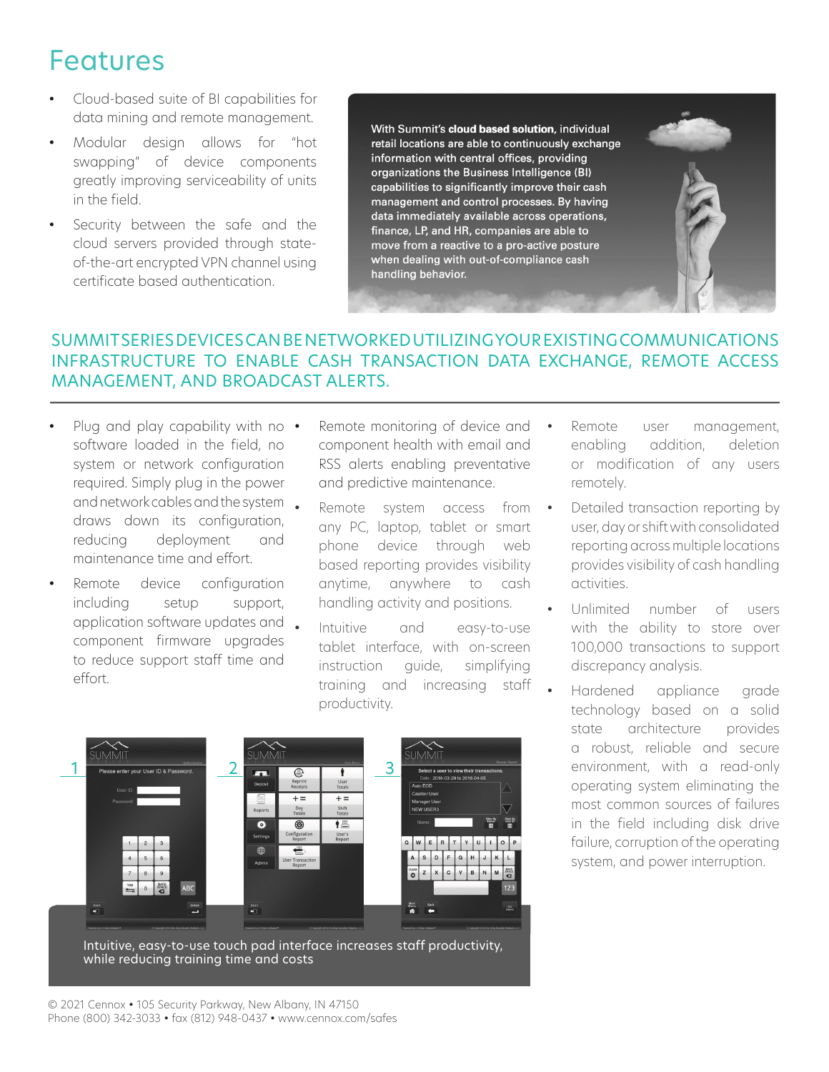# Features

- Cloud-based suite of BI capabilities for data mining and remote management.
- Modular design allows for "hot swapping" of device components greatly improving serviceability of units in the field.
- Security between the safe and the cloud servers provided through state-of-the-art encrypted VPN channel using certificate based authentication.

With Summit's **cloud based solution**, individual retail locations are able to continuously exchange information with central offices, providing organizations the Business Intelligence (BI) capabilities to significantly improve their cash management and control processes. By having data immediately available across operations, finance, LP, and HR, companies are able to move from a reactive to a pro-active posture when dealing with out-of-compliance cash handling behavior.

## SUMMIT SERIES DEVICES CAN BE NETWORKED UTILIZING YOUR EXISTING COMMUNICATIONS INFRASTRUCTURE TO ENABLE CASH TRANSACTION DATA EXCHANGE, REMOTE ACCESS MANAGEMENT, AND BROADCAST ALERTS.

- Plug and play capability with no software loaded in the field, no system or network configuration required. Simply plug in the power and network cables and the system draws down its configuration, reducing deployment and maintenance time and effort.
- Remote device configuration including setup support, application software updates and component firmware upgrades to reduce support staff time and effort.
- Remote monitoring of device and component health with email and RSS alerts enabling preventative and predictive maintenance.
- Remote system access from any PC, laptop, tablet or smart phone device through web based reporting provides visibility anytime, anywhere to cash handling activity and positions.
- Intuitive and easy-to-use tablet interface, with on-screen instruction guide, simplifying training and increasing staff productivity.
- Remote user management, enabling addition, deletion or modification of any users remotely.
- Detailed transaction reporting by user, day or shift with consolidated reporting across multiple locations provides visibility of cash handling activities.
- Unlimited number of users with the ability to store over 100,000 transactions to support discrepancy analysis.
- Hardened appliance grade technology based on a solid state architecture provides a robust, reliable and secure environment, with a read-only operating system eliminating the most common sources of failures in the field including disk drive failure, corruption of the operating system, and power interruption.

1 2 3

Intuitive, easy-to-use touch pad interface increases staff productivity, while reducing training time and costs

© 2021 Cennox • 105 Security Parkway, New Albany, IN 47150
Phone (800) 342-3033 • fax (812) 948-0437 • www.cennox.com/safes